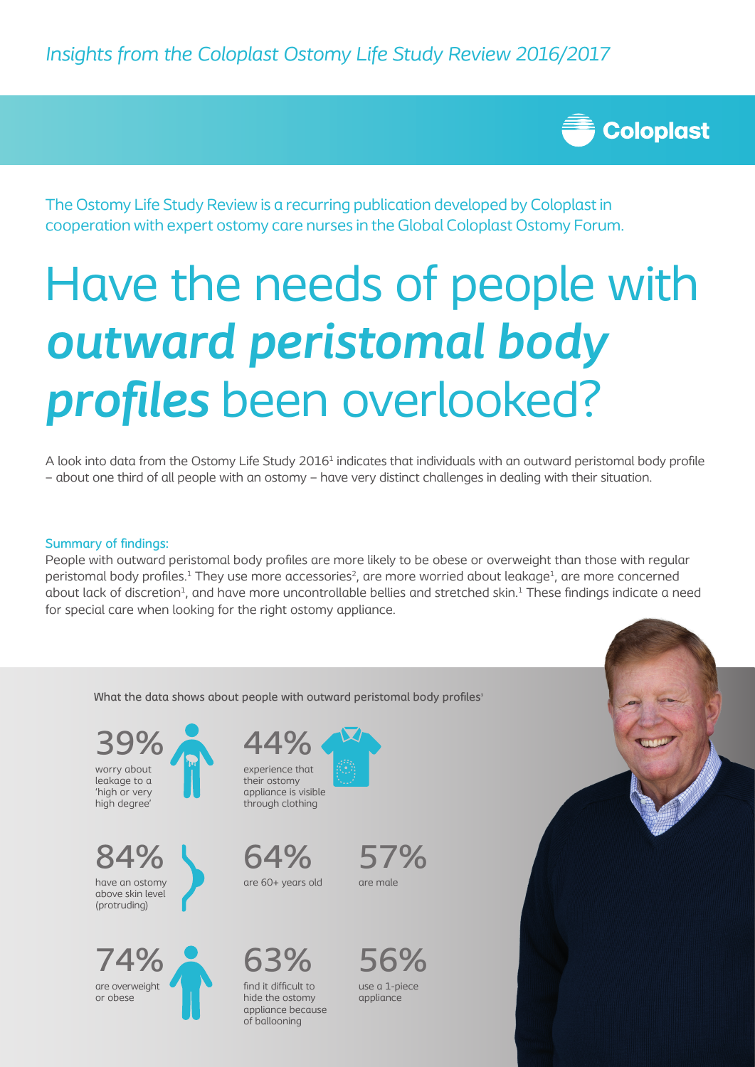*Insights from the Coloplast Ostomy Life Study Review 2016/2017*

Coloplast

The Ostomy Life Study Review is a recurring publication developed by Coloplast in cooperation with expert ostomy care nurses in the Global Coloplast Ostomy Forum.

# Have the needs of people with ***outward peristomal body profiles*** been overlooked?

A look into data from the Ostomy Life Study 2016[1] indicates that individuals with an outward peristomal body profile – about one third of all people with an ostomy – have very distinct challenges in dealing with their situation.

**Summary of findings:**

People with outward peristomal body profiles are more likely to be obese or overweight than those with regular peristomal body profiles.[1] They use more accessories[2], are more worried about leakage[1], are more concerned about lack of discretion[1], and have more uncontrollable bellies and stretched skin.[1] These findings indicate a need for special care when looking for the right ostomy appliance.

What the data shows about people with outward peristomal body profiles[1]

**39%** worry about leakage to a 'high or very high degree'

**44%** experience that their ostomy appliance is visible through clothing

**84%** have an ostomy above skin level (protruding)

**64%** are 60+ years old

**57%** are male

**74%** are overweight or obese

**63%** find it difficult to hide the ostomy appliance because of ballooning

**56%** use a 1-piece appliance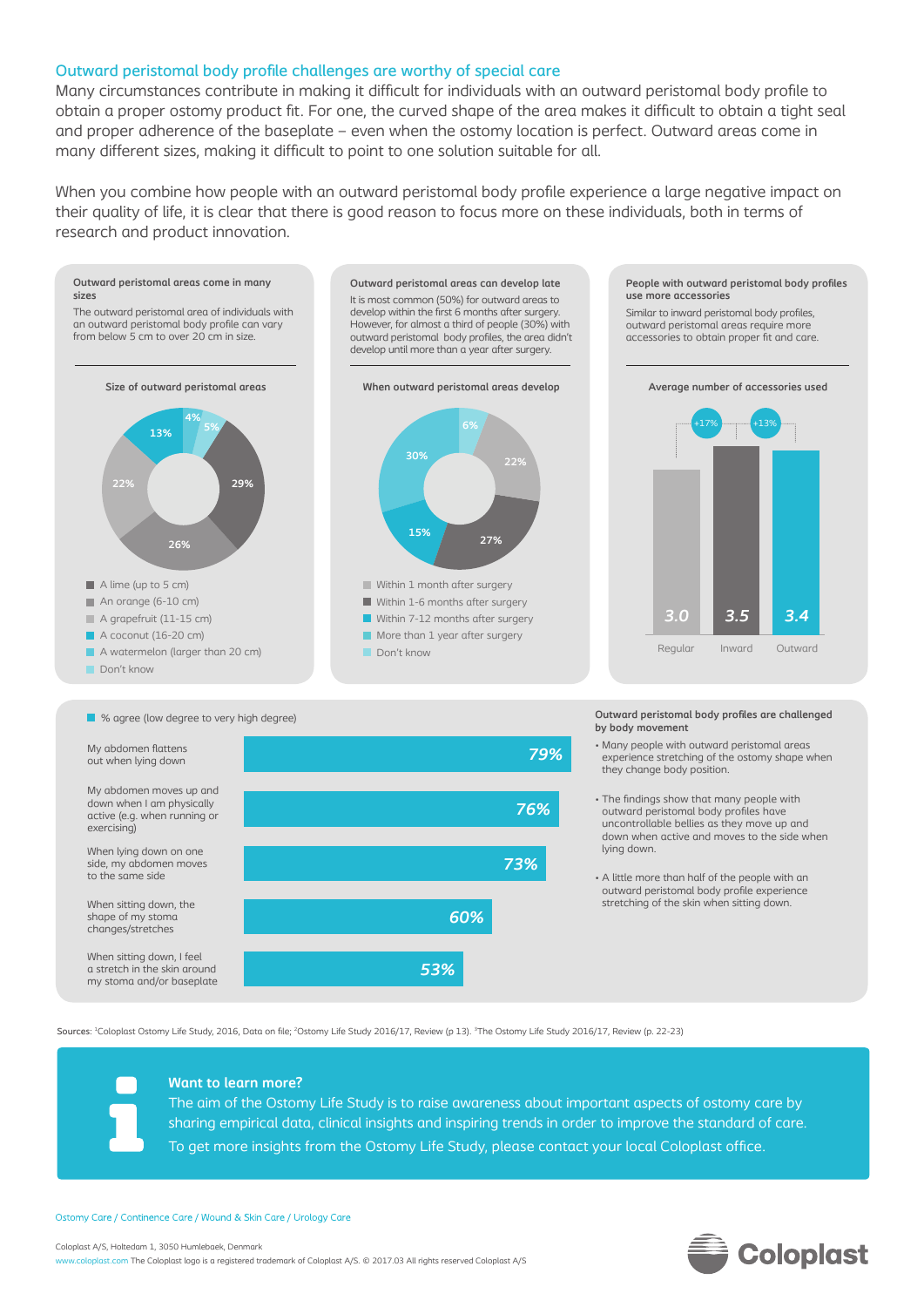## Outward peristomal body profile challenges are worthy of special care

Many circumstances contribute in making it difficult for individuals with an outward peristomal body profile to obtain a proper ostomy product fit. For one, the curved shape of the area makes it difficult to obtain a tight seal and proper adherence of the baseplate – even when the ostomy location is perfect. Outward areas come in many different sizes, making it difficult to point to one solution suitable for all.

When you combine how people with an outward peristomal body profile experience a large negative impact on their quality of life, it is clear that there is good reason to focus more on these individuals, both in terms of research and product innovation.

### Outward peristomal areas come in many sizes

The outward peristomal area of individuals with an outward peristomal body profile can vary from below 5 cm to over 20 cm in size.

**Size of outward peristomal areas**

4%
5%
29%
26%
22%
13%

- A lime (up to 5 cm)
- An orange (6-10 cm)
- A grapefruit (11-15 cm)
- A coconut (16-20 cm)
- A watermelon (larger than 20 cm)
- Don't know

### Outward peristomal areas can develop late

It is most common (50%) for outward areas to develop within the first 6 months after surgery. However, for almost a third of people (30%) with outward peristomal body profiles, the area didn't develop until more than a year after surgery.

**When outward peristomal areas develop**

6%
22%
27%
15%
30%

- Within 1 month after surgery
- Within 1-6 months after surgery
- Within 7-12 months after surgery
- More than 1 year after surgery
- Don't know

### People with outward peristomal body profiles use more accessories

Similar to inward peristomal body profiles, outward peristomal areas require more accessories to obtain proper fit and care.

**Average number of accessories used**

+17%
+13%
3.0 Regular
3.5 Inward
3.4 Outward

% agree (low degree to very high degree)

My abdomen flattens out when lying down 79%
My abdomen moves up and down when I am physically active (e.g. when running or exercising) 76%
When lying down on one side, my abdomen moves to the same side 73%
When sitting down, the shape of my stoma changes/stretches 60%
When sitting down, I feel a stretch in the skin around my stoma and/or baseplate 53%

### Outward peristomal body profiles are challenged by body movement

- Many people with outward peristomal areas experience stretching of the ostomy shape when they change body position.
- The findings show that many people with outward peristomal body profiles have uncontrollable bellies as they move up and down when active and moves to the side when lying down.
- A little more than half of the people with an outward peristomal body profile experience stretching of the skin when sitting down.

Sources: [1]Coloplast Ostomy Life Study, 2016, Data on file; [2]Ostomy Life Study 2016/17, Review (p 13). [3]The Ostomy Life Study 2016/17, Review (p. 22-23)

### Want to learn more?

The aim of the Ostomy Life Study is to raise awareness about important aspects of ostomy care by sharing empirical data, clinical insights and inspiring trends in order to improve the standard of care. To get more insights from the Ostomy Life Study, please contact your local Coloplast office.

Ostomy Care / Continence Care / Wound & Skin Care / Urology Care

Coloplast A/S, Holtedam 1, 3050 Humlebaek, Denmark
www.coloplast.com The Coloplast logo is a registered trademark of Coloplast A/S. © 2017.03 All rights reserved Coloplast A/S

Coloplast